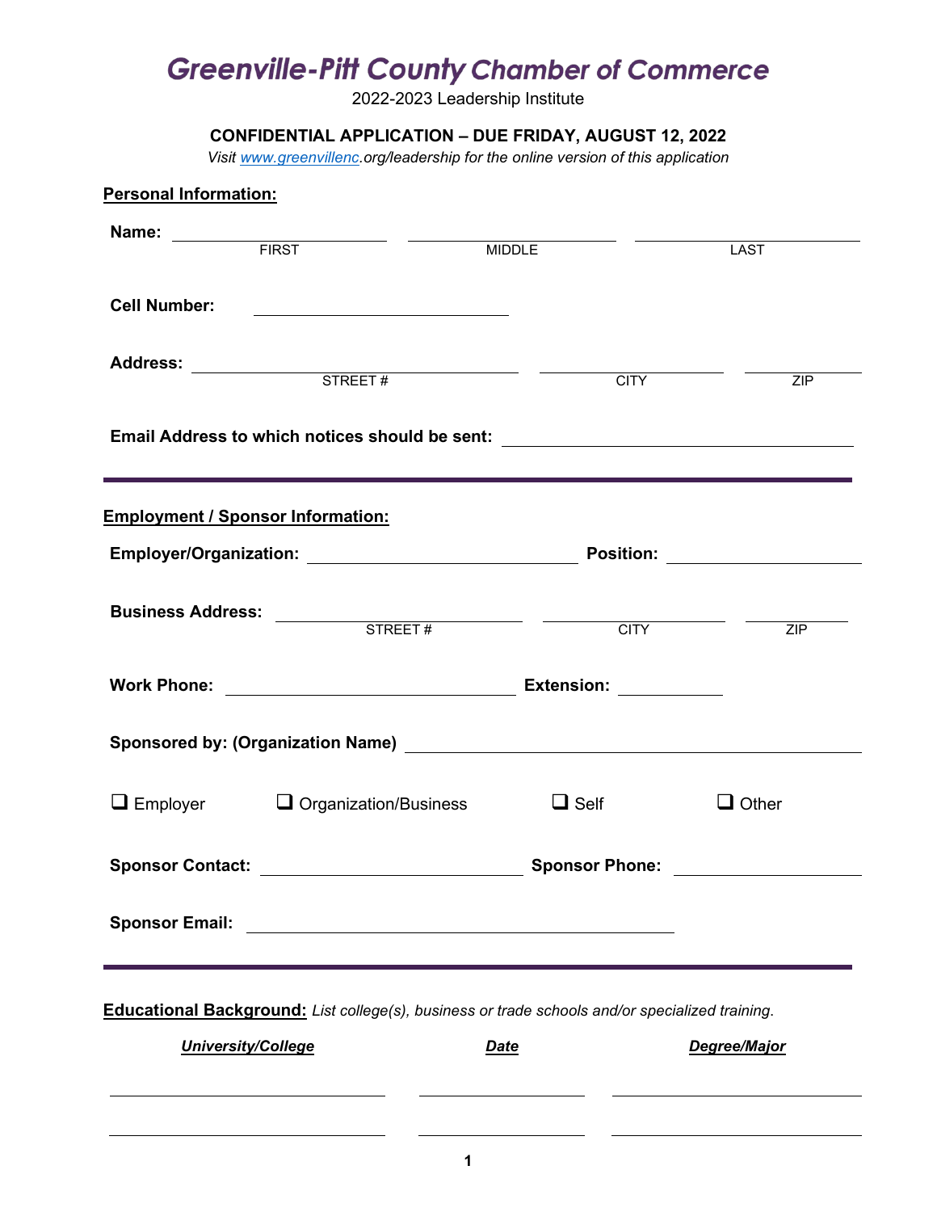# Greenville-Pitt County Chamber of Commerce

2022-2023 Leadership Institute

**CONFIDENTIAL APPLICATION – DUE FRIDAY, AUGUST 12, 2022**

*Visit www.greenvillenc.org/leadership for the online version of this application*

## Personal Information:

**Name:** ______________________ ______________________ ______________________
FIRST MIDDLE LAST

**Cell Number:** ______________________

**Address:** ______________________ ______________________ ______________________
STREET # CITY ZIP

**Email Address to which notices should be sent:** ______________________

---

## Employment / Sponsor Information:

**Employer/Organization:** ______________________ **Position:** ______________________

**Business Address:** ______________________ ______________________ ______________________
STREET # CITY ZIP

**Work Phone:** ______________________ **Extension:** ____________

**Sponsored by: (Organization Name)** ______________________

☐ Employer ☐ Organization/Business ☐ Self ☐ Other

**Sponsor Contact:** ______________________ **Sponsor Phone:** ______________________

**Sponsor Email:** ______________________

---

**Educational Background:** *List college(s), business or trade schools and/or specialized training.*

| ***University/College*** | ***Date*** | ***Degree/Major*** |
|---|---|---|
| | | |
| | | |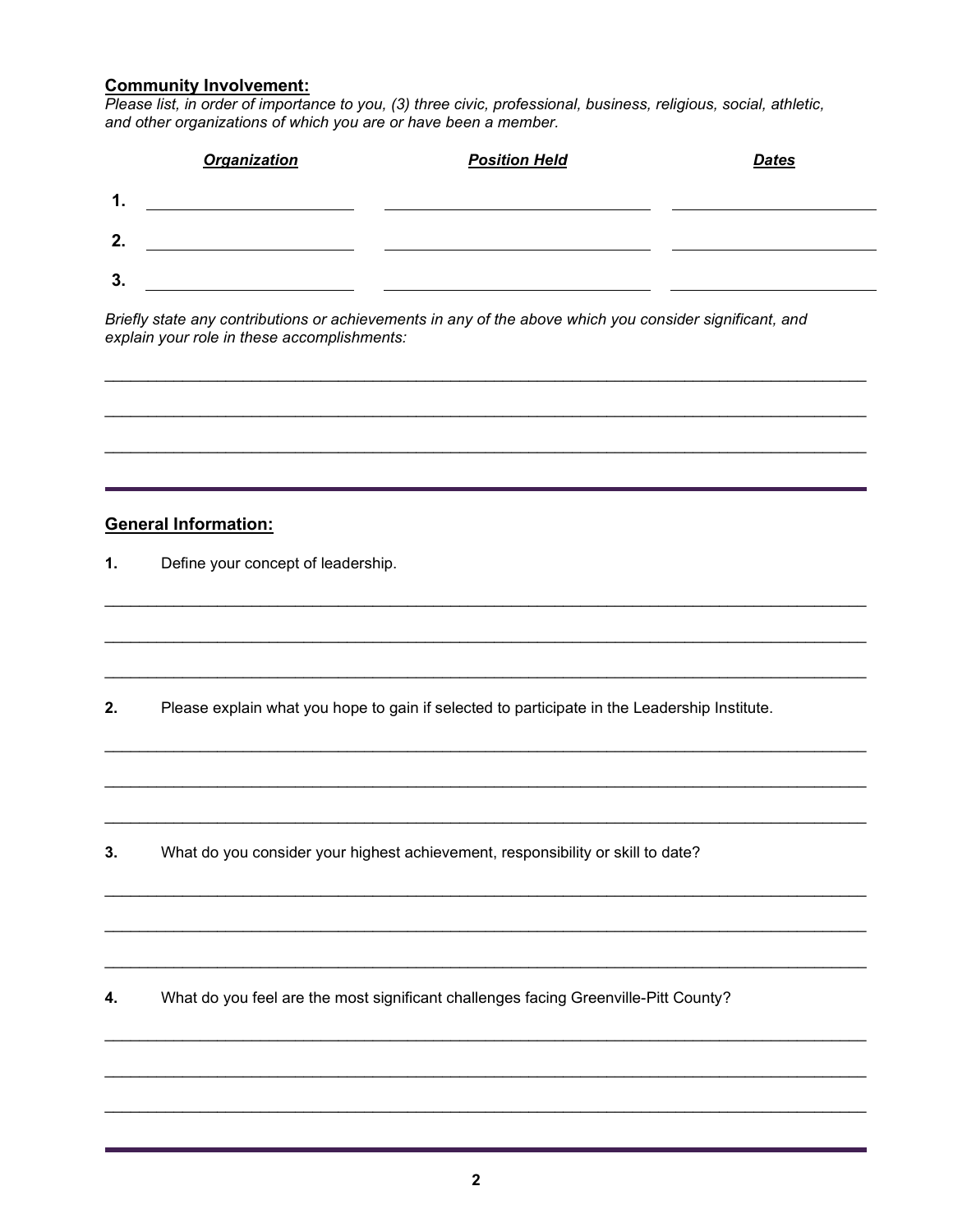## **Community Involvement:**

*Please list, in order of importance to you, (3) three civic, professional, business, religious, social, athletic, and other organizations of which you are or have been a member.*

| | ***Organization*** | ***Position Held*** | ***Dates*** |
|---|---|---|---|
| **1.** | | | |
| **2.** | | | |
| **3.** | | | |

*Briefly state any contributions or achievements in any of the above which you consider significant, and explain your role in these accomplishments:*

______________________________________________________________________________

______________________________________________________________________________

______________________________________________________________________________

---

## **General Information:**

**1.** Define your concept of leadership.

______________________________________________________________________________

______________________________________________________________________________

______________________________________________________________________________

**2.** Please explain what you hope to gain if selected to participate in the Leadership Institute.

______________________________________________________________________________

______________________________________________________________________________

______________________________________________________________________________

**3.** What do you consider your highest achievement, responsibility or skill to date?

______________________________________________________________________________

______________________________________________________________________________

______________________________________________________________________________

**4.** What do you feel are the most significant challenges facing Greenville-Pitt County?

______________________________________________________________________________

______________________________________________________________________________

______________________________________________________________________________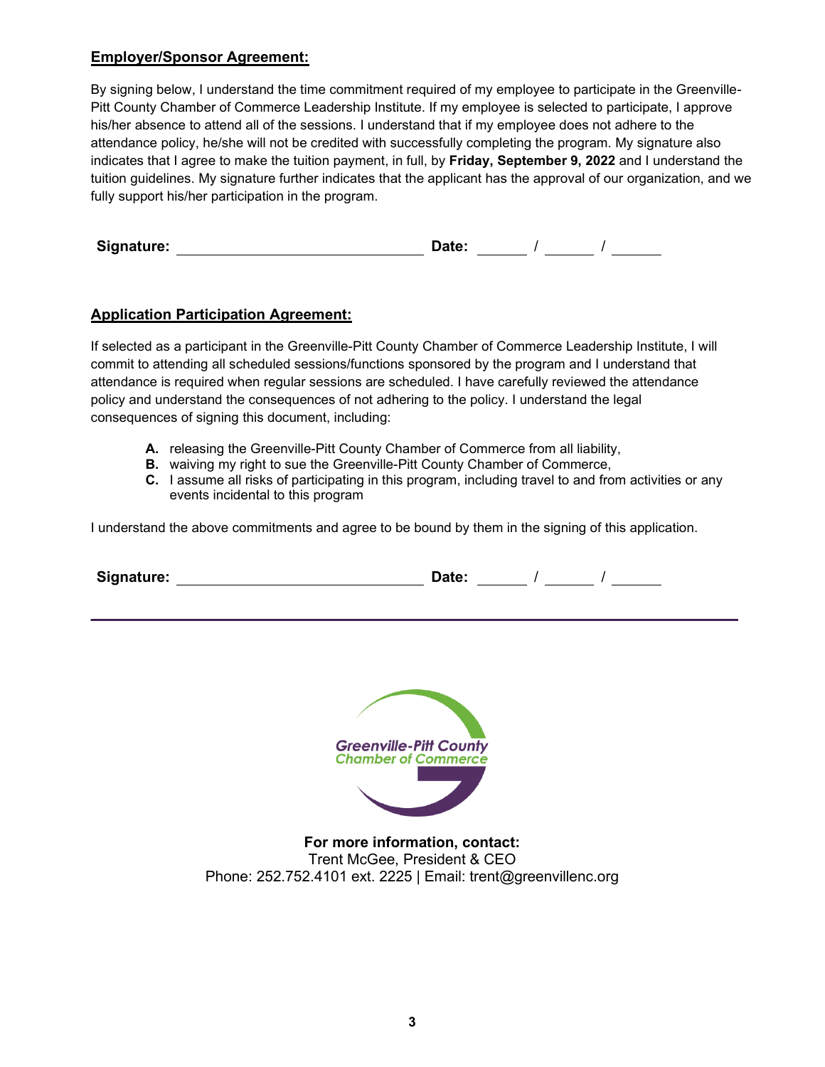**Employer/Sponsor Agreement:**

By signing below, I understand the time commitment required of my employee to participate in the Greenville-Pitt County Chamber of Commerce Leadership Institute. If my employee is selected to participate, I approve his/her absence to attend all of the sessions. I understand that if my employee does not adhere to the attendance policy, he/she will not be credited with successfully completing the program. My signature also indicates that I agree to make the tuition payment, in full, by **Friday, September 9, 2022** and I understand the tuition guidelines. My signature further indicates that the applicant has the approval of our organization, and we fully support his/her participation in the program.

**Signature:** ______________________________ **Date:** ______ / ______ / ______

**Application Participation Agreement:**

If selected as a participant in the Greenville-Pitt County Chamber of Commerce Leadership Institute, I will commit to attending all scheduled sessions/functions sponsored by the program and I understand that attendance is required when regular sessions are scheduled. I have carefully reviewed the attendance policy and understand the consequences of not adhering to the policy. I understand the legal consequences of signing this document, including:

- **A.** releasing the Greenville-Pitt County Chamber of Commerce from all liability,
- **B.** waiving my right to sue the Greenville-Pitt County Chamber of Commerce,
- **C.** I assume all risks of participating in this program, including travel to and from activities or any events incidental to this program

I understand the above commitments and agree to be bound by them in the signing of this application.

**Signature:** ______________________________ **Date:** ______ / ______ / ______

---

Greenville-Pitt County
Chamber of Commerce

**For more information, contact:**
Trent McGee, President & CEO
Phone: 252.752.4101 ext. 2225 | Email: trent@greenvillenc.org